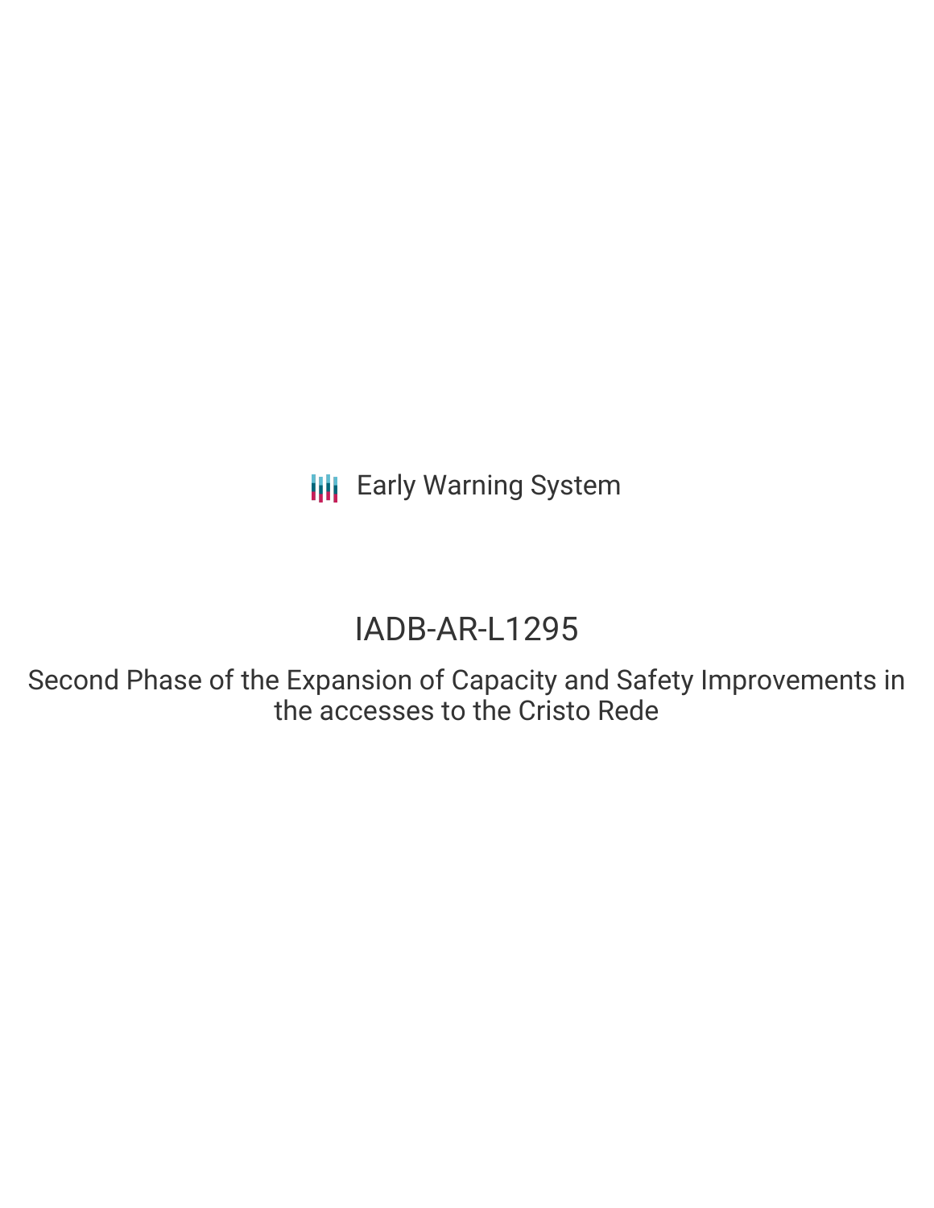Early Warning System

# IADB-AR-L1295

## Second Phase of the Expansion of Capacity and Safety Improvements in the accesses to the Cristo Rede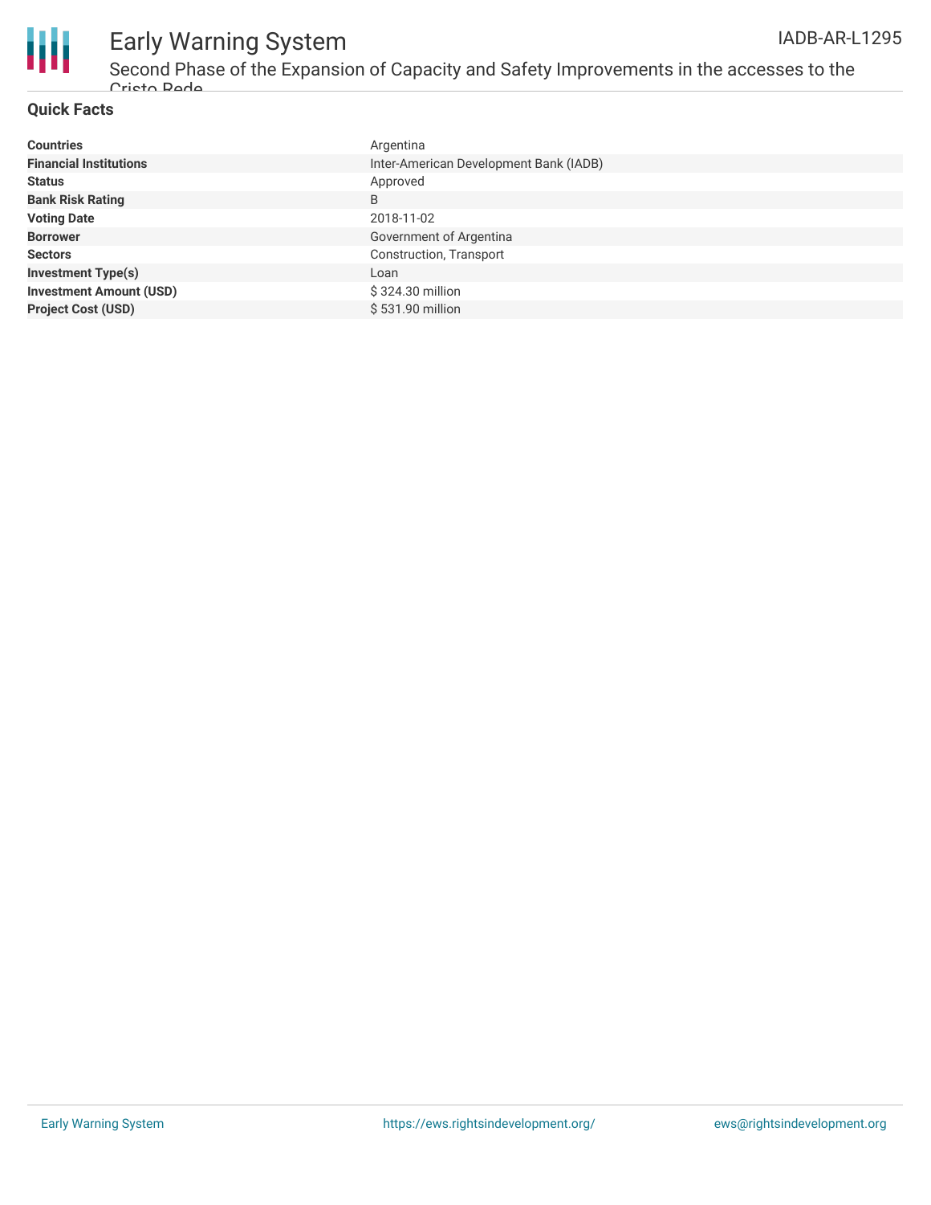## Quick Facts

| | |
|---|---|
| **Countries** | Argentina |
| **Financial Institutions** | Inter-American Development Bank (IADB) |
| **Status** | Approved |
| **Bank Risk Rating** | B |
| **Voting Date** | 2018-11-02 |
| **Borrower** | Government of Argentina |
| **Sectors** | Construction, Transport |
| **Investment Type(s)** | Loan |
| **Investment Amount (USD)** | $ 324.30 million |
| **Project Cost (USD)** | $ 531.90 million |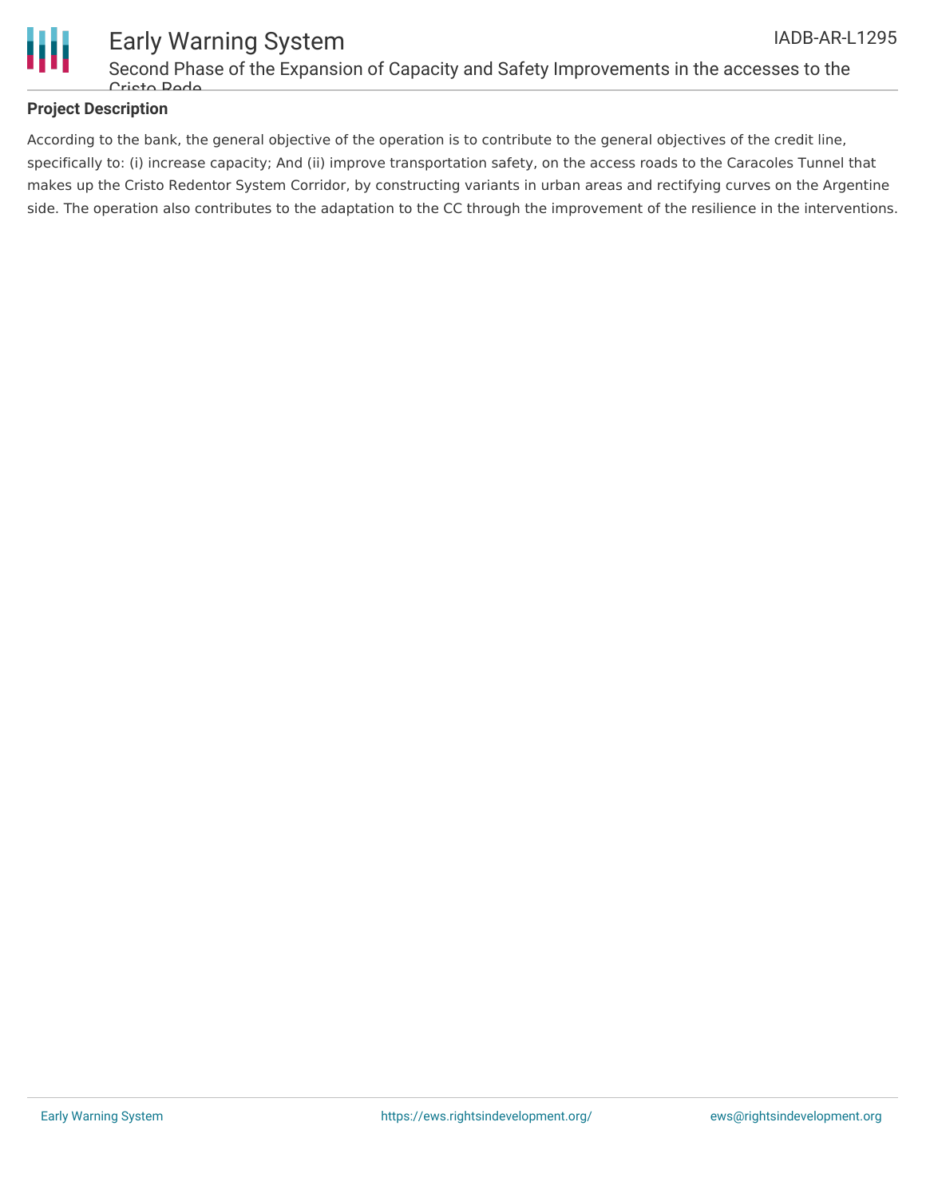**Project Description**

According to the bank, the general objective of the operation is to contribute to the general objectives of the credit line, specifically to: (i) increase capacity; And (ii) improve transportation safety, on the access roads to the Caracoles Tunnel that makes up the Cristo Redentor System Corridor, by constructing variants in urban areas and rectifying curves on the Argentine side. The operation also contributes to the adaptation to the CC through the improvement of the resilience in the interventions.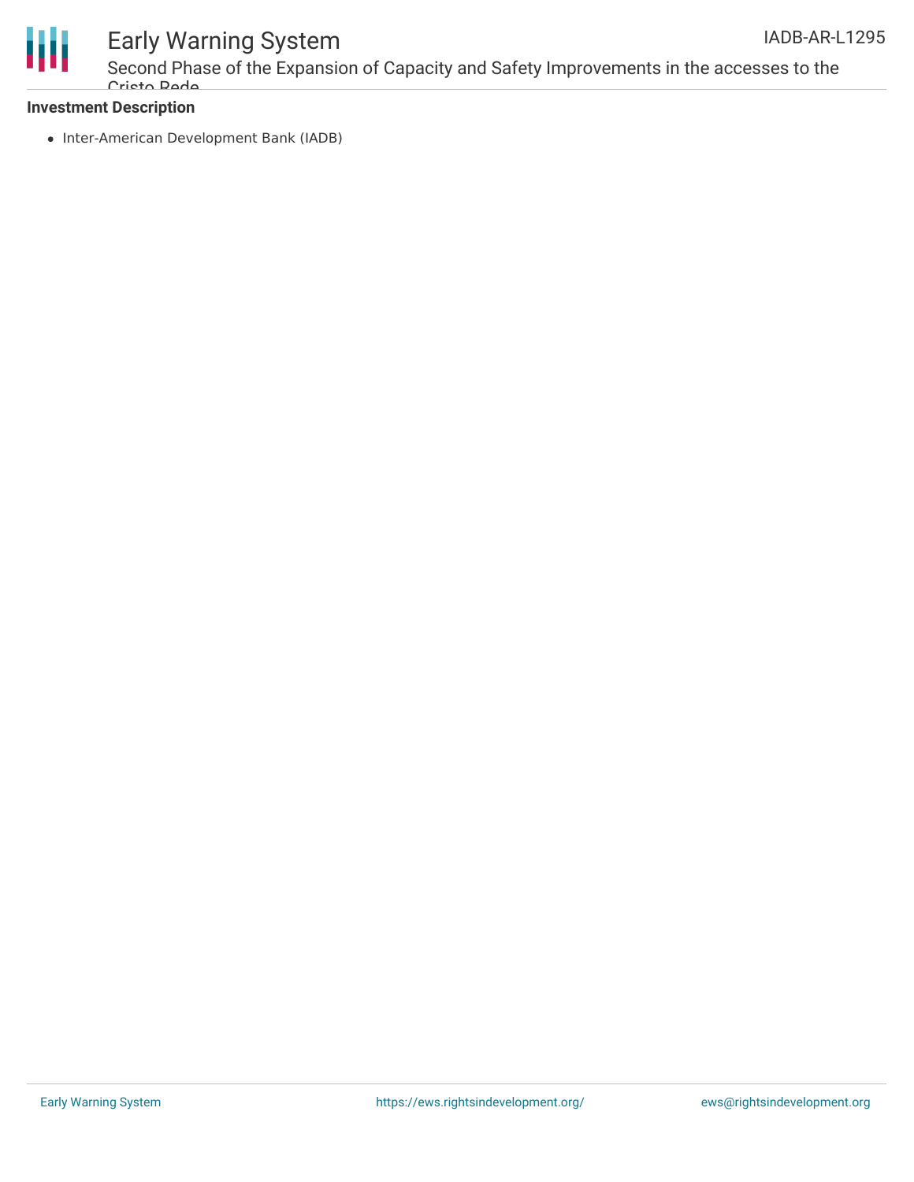**Investment Description**

- Inter-American Development Bank (IADB)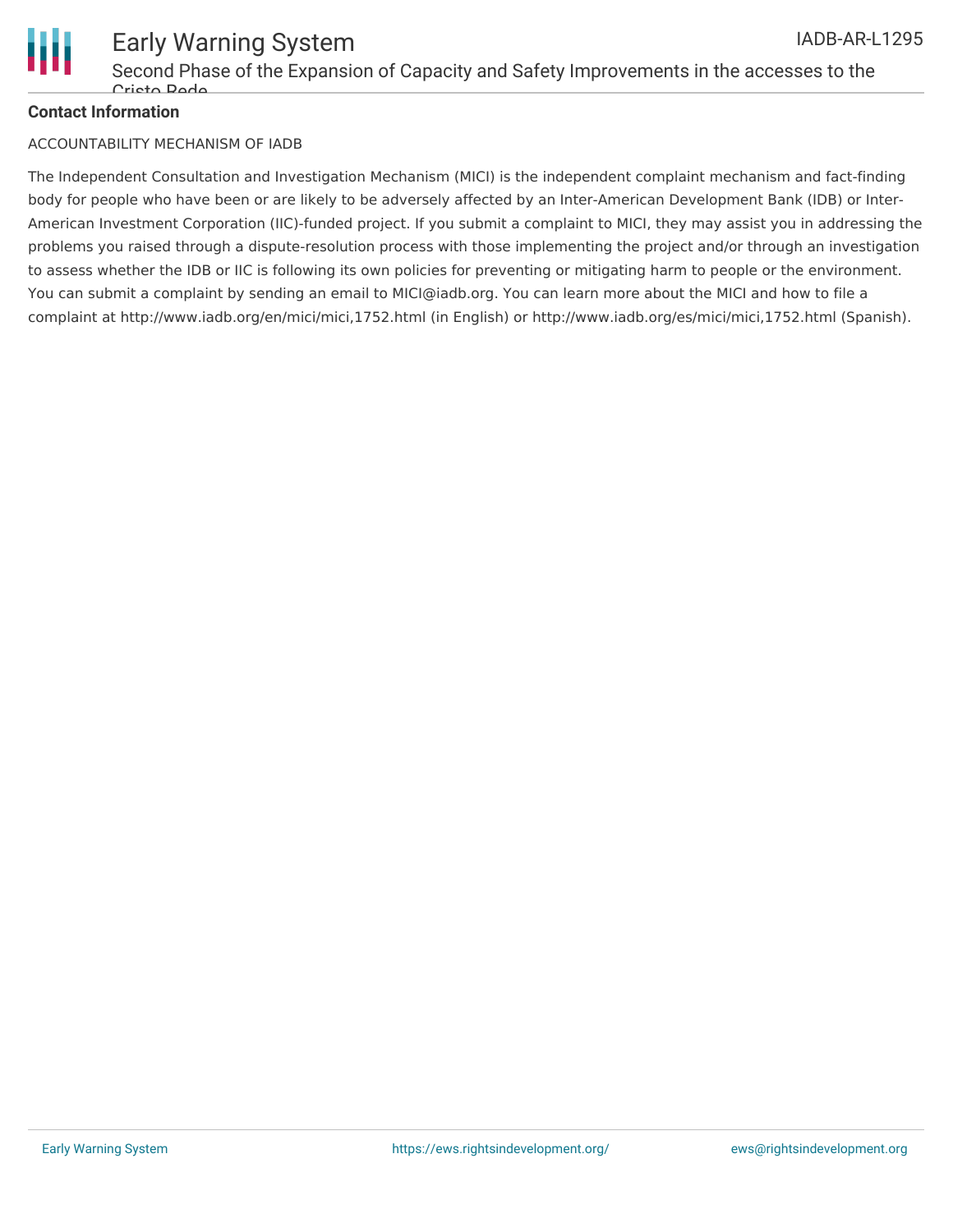**Contact Information**

ACCOUNTABILITY MECHANISM OF IADB

The Independent Consultation and Investigation Mechanism (MICI) is the independent complaint mechanism and fact-finding body for people who have been or are likely to be adversely affected by an Inter-American Development Bank (IDB) or Inter-American Investment Corporation (IIC)-funded project. If you submit a complaint to MICI, they may assist you in addressing the problems you raised through a dispute-resolution process with those implementing the project and/or through an investigation to assess whether the IDB or IIC is following its own policies for preventing or mitigating harm to people or the environment. You can submit a complaint by sending an email to MICI@iadb.org. You can learn more about the MICI and how to file a complaint at http://www.iadb.org/en/mici/mici,1752.html (in English) or http://www.iadb.org/es/mici/mici,1752.html (Spanish).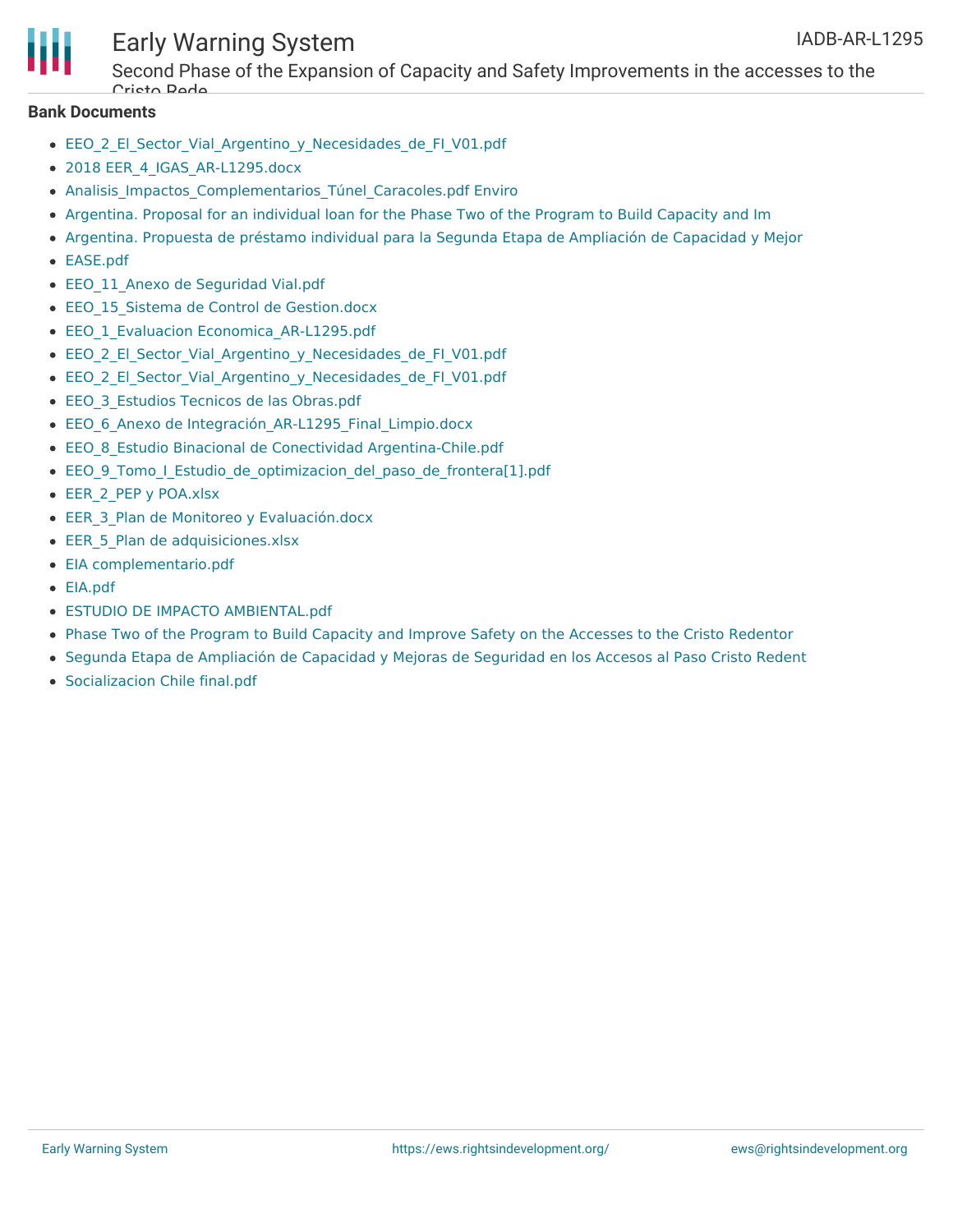**Bank Documents**

- EEO_2_El_Sector_Vial_Argentino_y_Necesidades_de_FI_V01.pdf
- 2018 EER_4_IGAS_AR-L1295.docx
- Analisis_Impactos_Complementarios_Túnel_Caracoles.pdf Enviro
- Argentina. Proposal for an individual loan for the Phase Two of the Program to Build Capacity and Im
- Argentina. Propuesta de préstamo individual para la Segunda Etapa de Ampliación de Capacidad y Mejor
- EASE.pdf
- EEO_11_Anexo de Seguridad Vial.pdf
- EEO_15_Sistema de Control de Gestion.docx
- EEO_1_Evaluacion Economica_AR-L1295.pdf
- EEO_2_El_Sector_Vial_Argentino_y_Necesidades_de_FI_V01.pdf
- EEO_2_El_Sector_Vial_Argentino_y_Necesidades_de_FI_V01.pdf
- EEO_3_Estudios Tecnicos de las Obras.pdf
- EEO_6_Anexo de Integración_AR-L1295_Final_Limpio.docx
- EEO_8_Estudio Binacional de Conectividad Argentina-Chile.pdf
- EEO_9_Tomo_I_Estudio_de_optimizacion_del_paso_de_frontera[1].pdf
- EER_2_PEP y POA.xlsx
- EER_3_Plan de Monitoreo y Evaluación.docx
- EER_5_Plan de adquisiciones.xlsx
- EIA complementario.pdf
- EIA.pdf
- ESTUDIO DE IMPACTO AMBIENTAL.pdf
- Phase Two of the Program to Build Capacity and Improve Safety on the Accesses to the Cristo Redentor
- Segunda Etapa de Ampliación de Capacidad y Mejoras de Seguridad en los Accesos al Paso Cristo Redent
- Socializacion Chile final.pdf